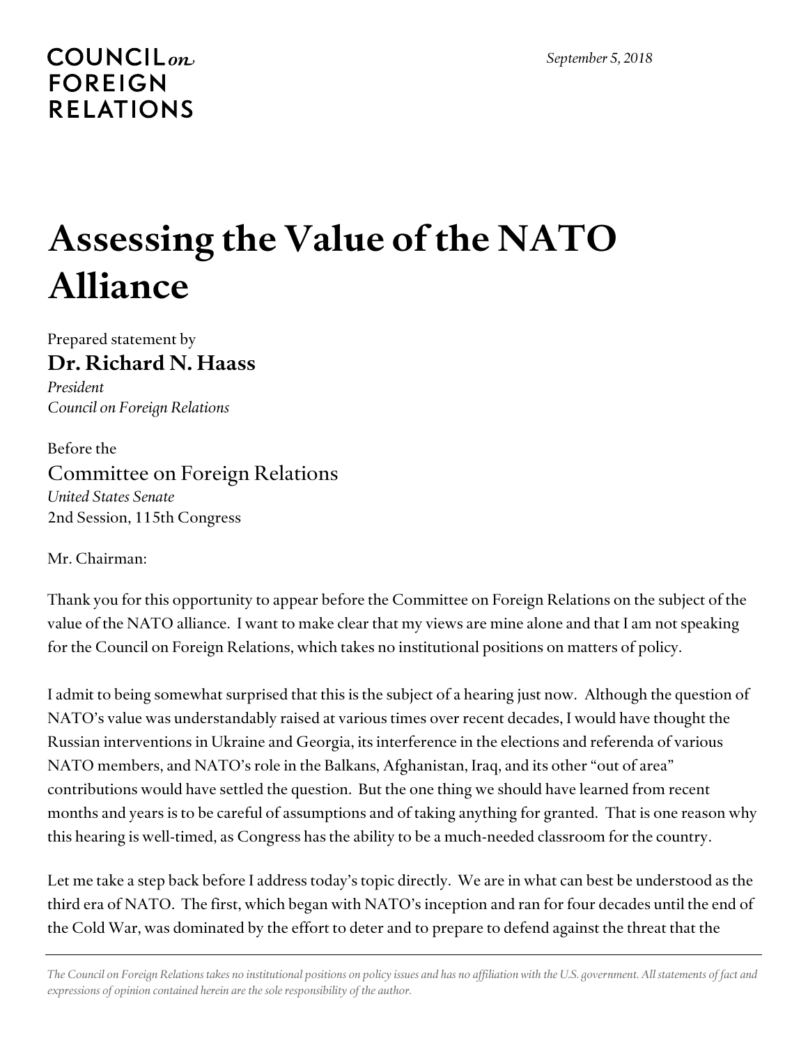COUNCIL *on* FOREIGN RELATIONS

*September 5, 2018*

# Assessing the Value of the NATO Alliance

Prepared statement by

**Dr. Richard N. Haass**

*President*
*Council on Foreign Relations*

Before the

Committee on Foreign Relations

*United States Senate*
2nd Session, 115th Congress

Mr. Chairman:

Thank you for this opportunity to appear before the Committee on Foreign Relations on the subject of the value of the NATO alliance. I want to make clear that my views are mine alone and that I am not speaking for the Council on Foreign Relations, which takes no institutional positions on matters of policy.

I admit to being somewhat surprised that this is the subject of a hearing just now. Although the question of NATO's value was understandably raised at various times over recent decades, I would have thought the Russian interventions in Ukraine and Georgia, its interference in the elections and referenda of various NATO members, and NATO's role in the Balkans, Afghanistan, Iraq, and its other "out of area" contributions would have settled the question. But the one thing we should have learned from recent months and years is to be careful of assumptions and of taking anything for granted. That is one reason why this hearing is well-timed, as Congress has the ability to be a much-needed classroom for the country.

Let me take a step back before I address today's topic directly. We are in what can best be understood as the third era of NATO. The first, which began with NATO's inception and ran for four decades until the end of the Cold War, was dominated by the effort to deter and to prepare to defend against the threat that the

*The Council on Foreign Relations takes no institutional positions on policy issues and has no affiliation with the U.S. government. All statements of fact and expressions of opinion contained herein are the sole responsibility of the author.*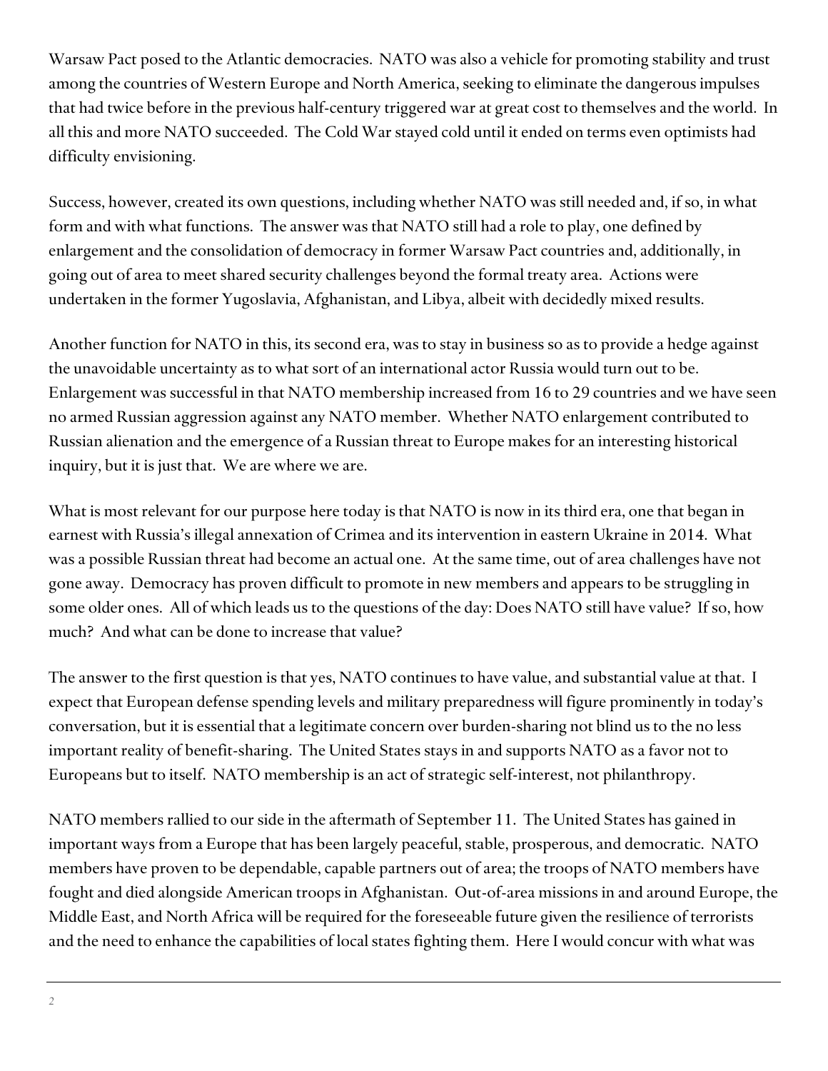Warsaw Pact posed to the Atlantic democracies. NATO was also a vehicle for promoting stability and trust among the countries of Western Europe and North America, seeking to eliminate the dangerous impulses that had twice before in the previous half-century triggered war at great cost to themselves and the world. In all this and more NATO succeeded. The Cold War stayed cold until it ended on terms even optimists had difficulty envisioning.

Success, however, created its own questions, including whether NATO was still needed and, if so, in what form and with what functions. The answer was that NATO still had a role to play, one defined by enlargement and the consolidation of democracy in former Warsaw Pact countries and, additionally, in going out of area to meet shared security challenges beyond the formal treaty area. Actions were undertaken in the former Yugoslavia, Afghanistan, and Libya, albeit with decidedly mixed results.

Another function for NATO in this, its second era, was to stay in business so as to provide a hedge against the unavoidable uncertainty as to what sort of an international actor Russia would turn out to be. Enlargement was successful in that NATO membership increased from 16 to 29 countries and we have seen no armed Russian aggression against any NATO member. Whether NATO enlargement contributed to Russian alienation and the emergence of a Russian threat to Europe makes for an interesting historical inquiry, but it is just that. We are where we are.

What is most relevant for our purpose here today is that NATO is now in its third era, one that began in earnest with Russia's illegal annexation of Crimea and its intervention in eastern Ukraine in 2014. What was a possible Russian threat had become an actual one. At the same time, out of area challenges have not gone away. Democracy has proven difficult to promote in new members and appears to be struggling in some older ones. All of which leads us to the questions of the day: Does NATO still have value? If so, how much? And what can be done to increase that value?

The answer to the first question is that yes, NATO continues to have value, and substantial value at that. I expect that European defense spending levels and military preparedness will figure prominently in today's conversation, but it is essential that a legitimate concern over burden-sharing not blind us to the no less important reality of benefit-sharing. The United States stays in and supports NATO as a favor not to Europeans but to itself. NATO membership is an act of strategic self-interest, not philanthropy.

NATO members rallied to our side in the aftermath of September 11. The United States has gained in important ways from a Europe that has been largely peaceful, stable, prosperous, and democratic. NATO members have proven to be dependable, capable partners out of area; the troops of NATO members have fought and died alongside American troops in Afghanistan. Out-of-area missions in and around Europe, the Middle East, and North Africa will be required for the foreseeable future given the resilience of terrorists and the need to enhance the capabilities of local states fighting them. Here I would concur with what was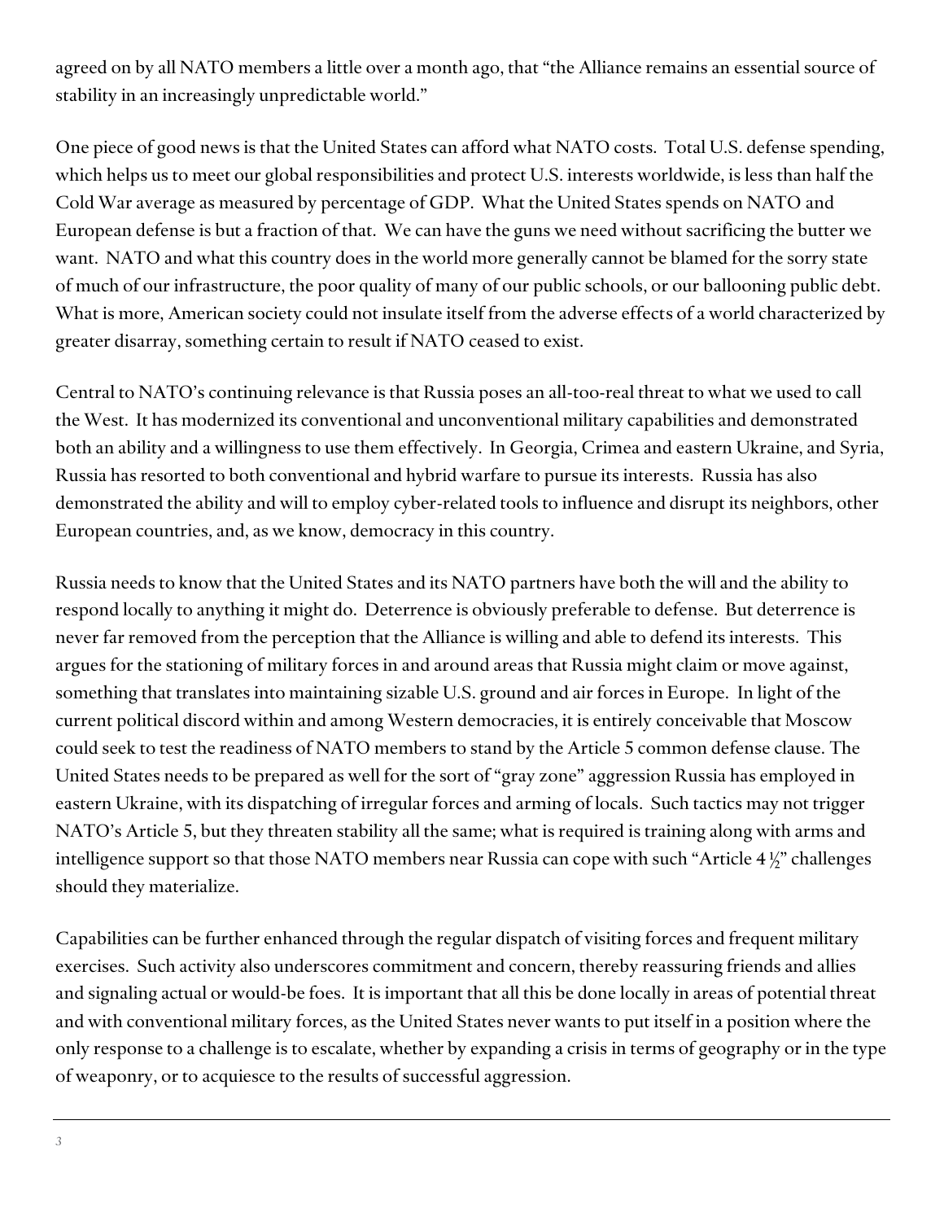agreed on by all NATO members a little over a month ago, that "the Alliance remains an essential source of stability in an increasingly unpredictable world."

One piece of good news is that the United States can afford what NATO costs. Total U.S. defense spending, which helps us to meet our global responsibilities and protect U.S. interests worldwide, is less than half the Cold War average as measured by percentage of GDP. What the United States spends on NATO and European defense is but a fraction of that. We can have the guns we need without sacrificing the butter we want. NATO and what this country does in the world more generally cannot be blamed for the sorry state of much of our infrastructure, the poor quality of many of our public schools, or our ballooning public debt. What is more, American society could not insulate itself from the adverse effects of a world characterized by greater disarray, something certain to result if NATO ceased to exist.

Central to NATO's continuing relevance is that Russia poses an all-too-real threat to what we used to call the West. It has modernized its conventional and unconventional military capabilities and demonstrated both an ability and a willingness to use them effectively. In Georgia, Crimea and eastern Ukraine, and Syria, Russia has resorted to both conventional and hybrid warfare to pursue its interests. Russia has also demonstrated the ability and will to employ cyber-related tools to influence and disrupt its neighbors, other European countries, and, as we know, democracy in this country.

Russia needs to know that the United States and its NATO partners have both the will and the ability to respond locally to anything it might do. Deterrence is obviously preferable to defense. But deterrence is never far removed from the perception that the Alliance is willing and able to defend its interests. This argues for the stationing of military forces in and around areas that Russia might claim or move against, something that translates into maintaining sizable U.S. ground and air forces in Europe. In light of the current political discord within and among Western democracies, it is entirely conceivable that Moscow could seek to test the readiness of NATO members to stand by the Article 5 common defense clause. The United States needs to be prepared as well for the sort of "gray zone" aggression Russia has employed in eastern Ukraine, with its dispatching of irregular forces and arming of locals. Such tactics may not trigger NATO's Article 5, but they threaten stability all the same; what is required is training along with arms and intelligence support so that those NATO members near Russia can cope with such "Article 4 ½" challenges should they materialize.

Capabilities can be further enhanced through the regular dispatch of visiting forces and frequent military exercises. Such activity also underscores commitment and concern, thereby reassuring friends and allies and signaling actual or would-be foes. It is important that all this be done locally in areas of potential threat and with conventional military forces, as the United States never wants to put itself in a position where the only response to a challenge is to escalate, whether by expanding a crisis in terms of geography or in the type of weaponry, or to acquiesce to the results of successful aggression.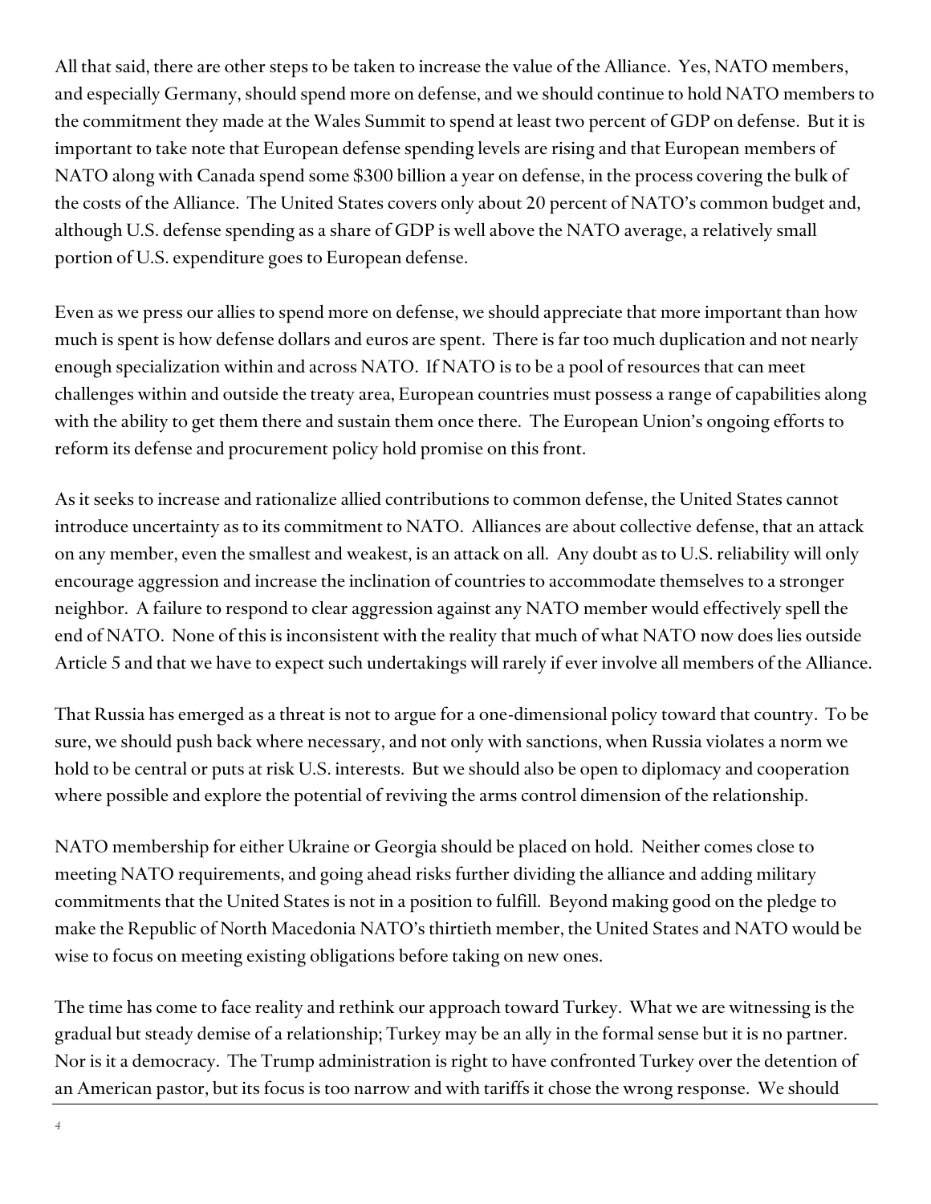All that said, there are other steps to be taken to increase the value of the Alliance. Yes, NATO members, and especially Germany, should spend more on defense, and we should continue to hold NATO members to the commitment they made at the Wales Summit to spend at least two percent of GDP on defense. But it is important to take note that European defense spending levels are rising and that European members of NATO along with Canada spend some $300 billion a year on defense, in the process covering the bulk of the costs of the Alliance. The United States covers only about 20 percent of NATO's common budget and, although U.S. defense spending as a share of GDP is well above the NATO average, a relatively small portion of U.S. expenditure goes to European defense.

Even as we press our allies to spend more on defense, we should appreciate that more important than how much is spent is how defense dollars and euros are spent. There is far too much duplication and not nearly enough specialization within and across NATO. If NATO is to be a pool of resources that can meet challenges within and outside the treaty area, European countries must possess a range of capabilities along with the ability to get them there and sustain them once there. The European Union's ongoing efforts to reform its defense and procurement policy hold promise on this front.

As it seeks to increase and rationalize allied contributions to common defense, the United States cannot introduce uncertainty as to its commitment to NATO. Alliances are about collective defense, that an attack on any member, even the smallest and weakest, is an attack on all. Any doubt as to U.S. reliability will only encourage aggression and increase the inclination of countries to accommodate themselves to a stronger neighbor. A failure to respond to clear aggression against any NATO member would effectively spell the end of NATO. None of this is inconsistent with the reality that much of what NATO now does lies outside Article 5 and that we have to expect such undertakings will rarely if ever involve all members of the Alliance.

That Russia has emerged as a threat is not to argue for a one-dimensional policy toward that country. To be sure, we should push back where necessary, and not only with sanctions, when Russia violates a norm we hold to be central or puts at risk U.S. interests. But we should also be open to diplomacy and cooperation where possible and explore the potential of reviving the arms control dimension of the relationship.

NATO membership for either Ukraine or Georgia should be placed on hold. Neither comes close to meeting NATO requirements, and going ahead risks further dividing the alliance and adding military commitments that the United States is not in a position to fulfill. Beyond making good on the pledge to make the Republic of North Macedonia NATO's thirtieth member, the United States and NATO would be wise to focus on meeting existing obligations before taking on new ones.

The time has come to face reality and rethink our approach toward Turkey. What we are witnessing is the gradual but steady demise of a relationship; Turkey may be an ally in the formal sense but it is no partner. Nor is it a democracy. The Trump administration is right to have confronted Turkey over the detention of an American pastor, but its focus is too narrow and with tariffs it chose the wrong response. We should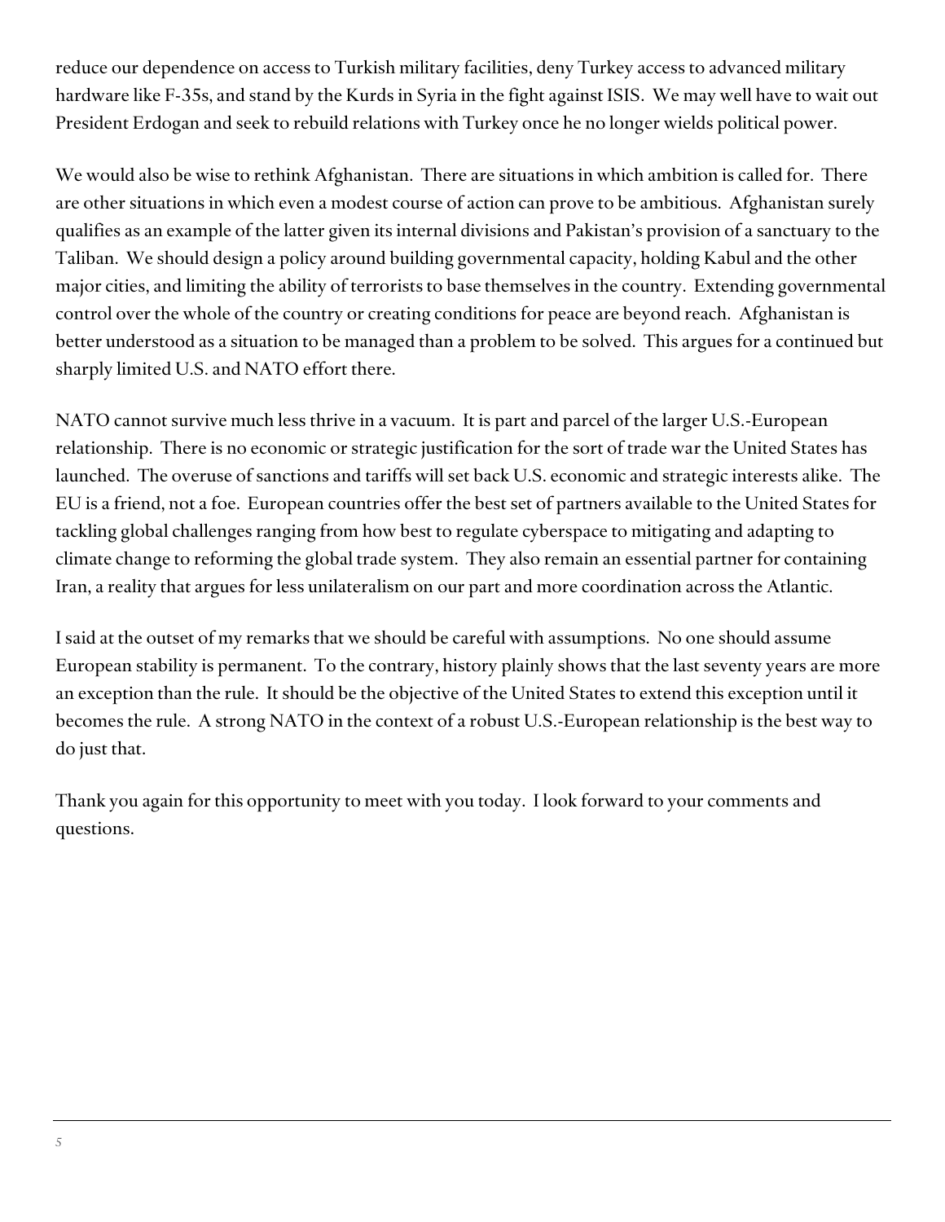reduce our dependence on access to Turkish military facilities, deny Turkey access to advanced military hardware like F-35s, and stand by the Kurds in Syria in the fight against ISIS. We may well have to wait out President Erdogan and seek to rebuild relations with Turkey once he no longer wields political power.

We would also be wise to rethink Afghanistan. There are situations in which ambition is called for. There are other situations in which even a modest course of action can prove to be ambitious. Afghanistan surely qualifies as an example of the latter given its internal divisions and Pakistan's provision of a sanctuary to the Taliban. We should design a policy around building governmental capacity, holding Kabul and the other major cities, and limiting the ability of terrorists to base themselves in the country. Extending governmental control over the whole of the country or creating conditions for peace are beyond reach. Afghanistan is better understood as a situation to be managed than a problem to be solved. This argues for a continued but sharply limited U.S. and NATO effort there.

NATO cannot survive much less thrive in a vacuum. It is part and parcel of the larger U.S.-European relationship. There is no economic or strategic justification for the sort of trade war the United States has launched. The overuse of sanctions and tariffs will set back U.S. economic and strategic interests alike. The EU is a friend, not a foe. European countries offer the best set of partners available to the United States for tackling global challenges ranging from how best to regulate cyberspace to mitigating and adapting to climate change to reforming the global trade system. They also remain an essential partner for containing Iran, a reality that argues for less unilateralism on our part and more coordination across the Atlantic.

I said at the outset of my remarks that we should be careful with assumptions. No one should assume European stability is permanent. To the contrary, history plainly shows that the last seventy years are more an exception than the rule. It should be the objective of the United States to extend this exception until it becomes the rule. A strong NATO in the context of a robust U.S.-European relationship is the best way to do just that.

Thank you again for this opportunity to meet with you today. I look forward to your comments and questions.